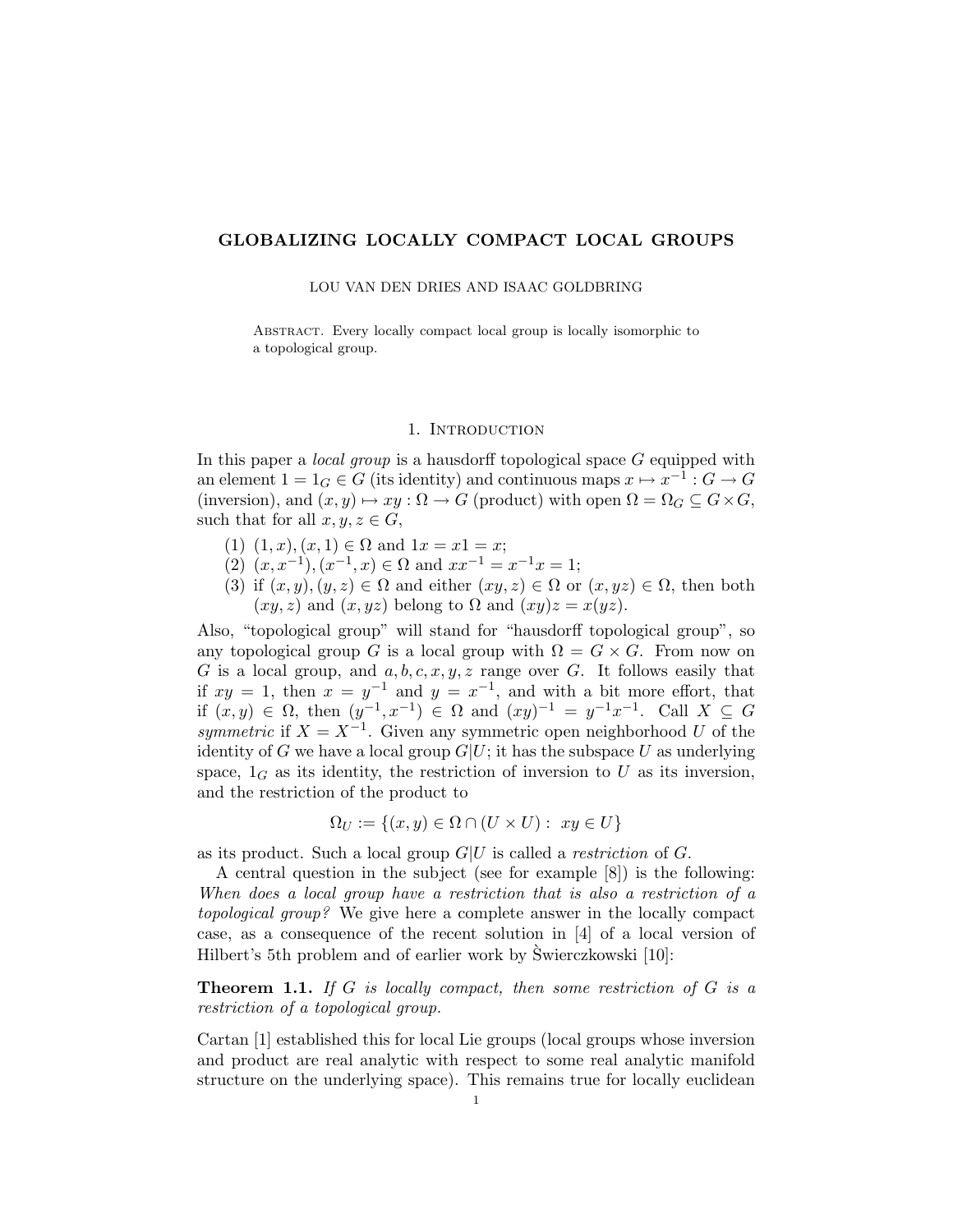# GLOBALIZING LOCALLY COMPACT LOCAL GROUPS

LOU VAN DEN DRIES AND ISAAC GOLDBRING

Abstract. Every locally compact local group is locally isomorphic to a topological group.

## 1. Introduction

In this paper a *local group* is a hausdorff topological space $G$ equipped with an element $1 = 1_G \in G$ (its identity) and continuous maps $x \mapsto x^{-1} : G \to G$ (inversion), and $(x, y) \mapsto xy : \Omega \to G$ (product) with open $\Omega = \Omega_G \subseteq G \times G$, such that for all $x, y, z \in G$,

1. $(1, x), (x, 1) \in \Omega$ and $1x = x1 = x$;
2. $(x, x^{-1}), (x^{-1}, x) \in \Omega$ and $xx^{-1} = x^{-1}x = 1$;
3. if $(x, y), (y, z) \in \Omega$ and either $(xy, z) \in \Omega$ or $(x, yz) \in \Omega$, then both $(xy, z)$ and $(x, yz)$ belong to $\Omega$ and $(xy)z = x(yz)$.

Also, "topological group" will stand for "hausdorff topological group", so any topological group $G$ is a local group with $\Omega = G \times G$. From now on $G$ is a local group, and $a, b, c, x, y, z$ range over $G$. It follows easily that if $xy = 1$, then $x = y^{-1}$ and $y = x^{-1}$, and with a bit more effort, that if $(x, y) \in \Omega$, then $(y^{-1}, x^{-1}) \in \Omega$ and $(xy)^{-1} = y^{-1}x^{-1}$. Call $X \subseteq G$ *symmetric* if $X = X^{-1}$. Given any symmetric open neighborhood $U$ of the identity of $G$ we have a local group $G|U$; it has the subspace $U$ as underlying space, $1_G$ as its identity, the restriction of inversion to $U$ as its inversion, and the restriction of the product to

$$\Omega_U := \{(x, y) \in \Omega \cap (U \times U) : \; xy \in U\}$$

as its product. Such a local group $G|U$ is called a *restriction* of $G$.

A central question in the subject (see for example [8]) is the following: *When does a local group have a restriction that is also a restriction of a topological group?* We give here a complete answer in the locally compact case, as a consequence of the recent solution in [4] of a local version of Hilbert's 5th problem and of earlier work by Ṡwierczkowski [10]:

**Theorem 1.1.** *If $G$ is locally compact, then some restriction of $G$ is a restriction of a topological group.*

Cartan [1] established this for local Lie groups (local groups whose inversion and product are real analytic with respect to some real analytic manifold structure on the underlying space). This remains true for locally euclidean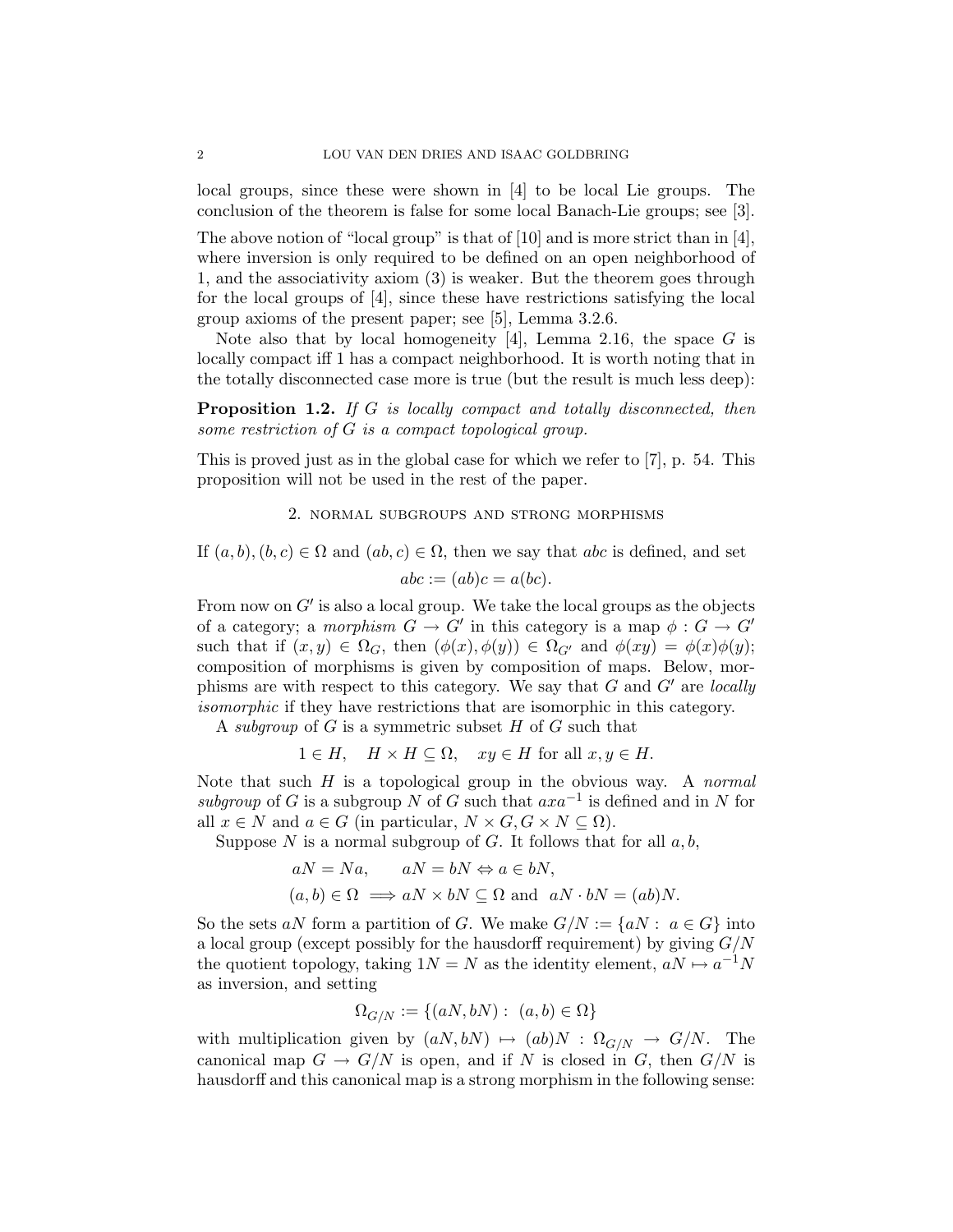local groups, since these were shown in [4] to be local Lie groups. The conclusion of the theorem is false for some local Banach-Lie groups; see [3].

The above notion of "local group" is that of [10] and is more strict than in [4], where inversion is only required to be defined on an open neighborhood of 1, and the associativity axiom (3) is weaker. But the theorem goes through for the local groups of [4], since these have restrictions satisfying the local group axioms of the present paper; see [5], Lemma 3.2.6.

Note also that by local homogeneity [4], Lemma 2.16, the space $G$ is locally compact iff 1 has a compact neighborhood. It is worth noting that in the totally disconnected case more is true (but the result is much less deep):

**Proposition 1.2.** *If $G$ is locally compact and totally disconnected, then some restriction of $G$ is a compact topological group.*

This is proved just as in the global case for which we refer to [7], p. 54. This proposition will not be used in the rest of the paper.

## 2. Normal subgroups and strong morphisms

If $(a, b), (b, c) \in \Omega$ and $(ab, c) \in \Omega$, then we say that $abc$ is defined, and set

$$abc := (ab)c = a(bc).$$

From now on $G'$ is also a local group. We take the local groups as the objects of a category; a *morphism* $G \to G'$ in this category is a map $\phi : G \to G'$ such that if $(x, y) \in \Omega_G$, then $(\phi(x), \phi(y)) \in \Omega_{G'}$ and $\phi(xy) = \phi(x)\phi(y)$; composition of morphisms is given by composition of maps. Below, morphisms are with respect to this category. We say that $G$ and $G'$ are *locally isomorphic* if they have restrictions that are isomorphic in this category.

A *subgroup* of $G$ is a symmetric subset $H$ of $G$ such that

$$1 \in H, \quad H \times H \subseteq \Omega, \quad xy \in H \text{ for all } x, y \in H.$$

Note that such $H$ is a topological group in the obvious way. A *normal subgroup* of $G$ is a subgroup $N$ of $G$ such that $axa^{-1}$ is defined and in $N$ for all $x \in N$ and $a \in G$ (in particular, $N \times G, G \times N \subseteq \Omega$).

Suppose $N$ is a normal subgroup of $G$. It follows that for all $a, b$,

$$aN = Na, \qquad aN = bN \Leftrightarrow a \in bN,$$
$$(a, b) \in \Omega \implies aN \times bN \subseteq \Omega \text{ and } aN \cdot bN = (ab)N.$$

So the sets $aN$ form a partition of $G$. We make $G/N := \{aN : a \in G\}$ into a local group (except possibly for the hausdorff requirement) by giving $G/N$ the quotient topology, taking $1N = N$ as the identity element, $aN \mapsto a^{-1}N$ as inversion, and setting

$$\Omega_{G/N} := \{(aN, bN) : (a, b) \in \Omega\}$$

with multiplication given by $(aN, bN) \mapsto (ab)N : \Omega_{G/N} \to G/N$. The canonical map $G \to G/N$ is open, and if $N$ is closed in $G$, then $G/N$ is hausdorff and this canonical map is a strong morphism in the following sense: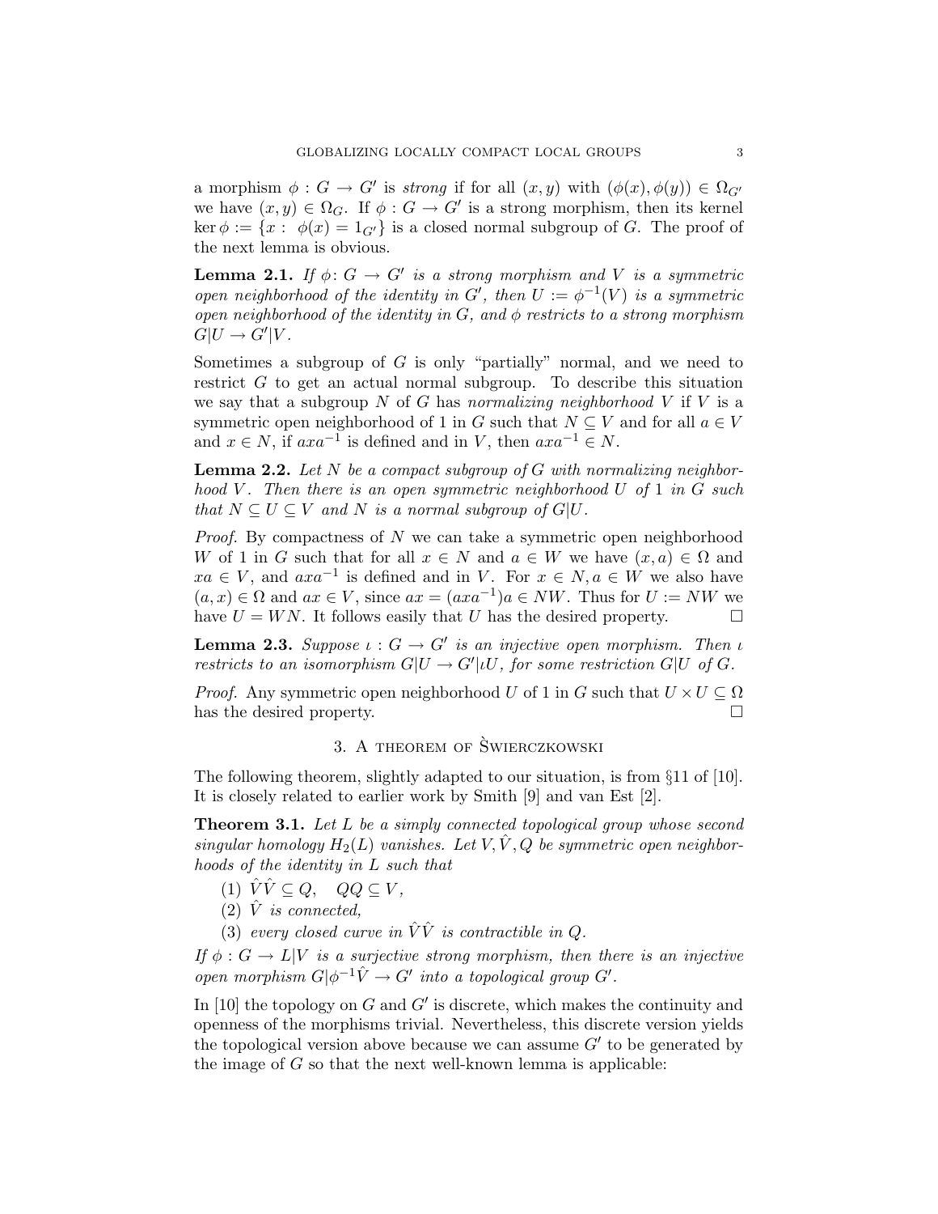a morphism $\phi : G \to G'$ is *strong* if for all $(x, y)$ with $(\phi(x), \phi(y)) \in \Omega_{G'}$ we have $(x, y) \in \Omega_G$. If $\phi : G \to G'$ is a strong morphism, then its kernel $\ker \phi := \{x : \phi(x) = 1_{G'}\}$ is a closed normal subgroup of $G$. The proof of the next lemma is obvious.

**Lemma 2.1.** *If $\phi\colon G \to G'$ is a strong morphism and $V$ is a symmetric open neighborhood of the identity in $G'$, then $U := \phi^{-1}(V)$ is a symmetric open neighborhood of the identity in $G$, and $\phi$ restricts to a strong morphism $G|U \to G'|V$.*

Sometimes a subgroup of $G$ is only "partially" normal, and we need to restrict $G$ to get an actual normal subgroup. To describe this situation we say that a subgroup $N$ of $G$ has *normalizing neighborhood* $V$ if $V$ is a symmetric open neighborhood of 1 in $G$ such that $N \subseteq V$ and for all $a \in V$ and $x \in N$, if $axa^{-1}$ is defined and in $V$, then $axa^{-1} \in N$.

**Lemma 2.2.** *Let $N$ be a compact subgroup of $G$ with normalizing neighborhood $V$. Then there is an open symmetric neighborhood $U$ of 1 in $G$ such that $N \subseteq U \subseteq V$ and $N$ is a normal subgroup of $G|U$.*

*Proof.* By compactness of $N$ we can take a symmetric open neighborhood $W$ of 1 in $G$ such that for all $x \in N$ and $a \in W$ we have $(x, a) \in \Omega$ and $xa \in V$, and $axa^{-1}$ is defined and in $V$. For $x \in N, a \in W$ we also have $(a, x) \in \Omega$ and $ax \in V$, since $ax = (axa^{-1})a \in NW$. Thus for $U := NW$ we have $U = WN$. It follows easily that $U$ has the desired property. $\square$

**Lemma 2.3.** *Suppose $\iota : G \to G'$ is an injective open morphism. Then $\iota$ restricts to an isomorphism $G|U \to G'|\iota U$, for some restriction $G|U$ of $G$.*

*Proof.* Any symmetric open neighborhood $U$ of 1 in $G$ such that $U \times U \subseteq \Omega$ has the desired property. $\square$

## 3. A theorem of Świerczkowski

The following theorem, slightly adapted to our situation, is from §11 of [10]. It is closely related to earlier work by Smith [9] and van Est [2].

**Theorem 3.1.** *Let $L$ be a simply connected topological group whose second singular homology $H_2(L)$ vanishes. Let $V, \hat{V}, Q$ be symmetric open neighborhoods of the identity in $L$ such that*

1. *$\hat{V}\hat{V} \subseteq Q, \quad QQ \subseteq V$,*
2. *$\hat{V}$ is connected,*
3. *every closed curve in $\hat{V}\hat{V}$ is contractible in $Q$.*

*If $\phi : G \to L|V$ is a surjective strong morphism, then there is an injective open morphism $G|\phi^{-1}\hat{V} \to G'$ into a topological group $G'$.*

In [10] the topology on $G$ and $G'$ is discrete, which makes the continuity and openness of the morphisms trivial. Nevertheless, this discrete version yields the topological version above because we can assume $G'$ to be generated by the image of $G$ so that the next well-known lemma is applicable: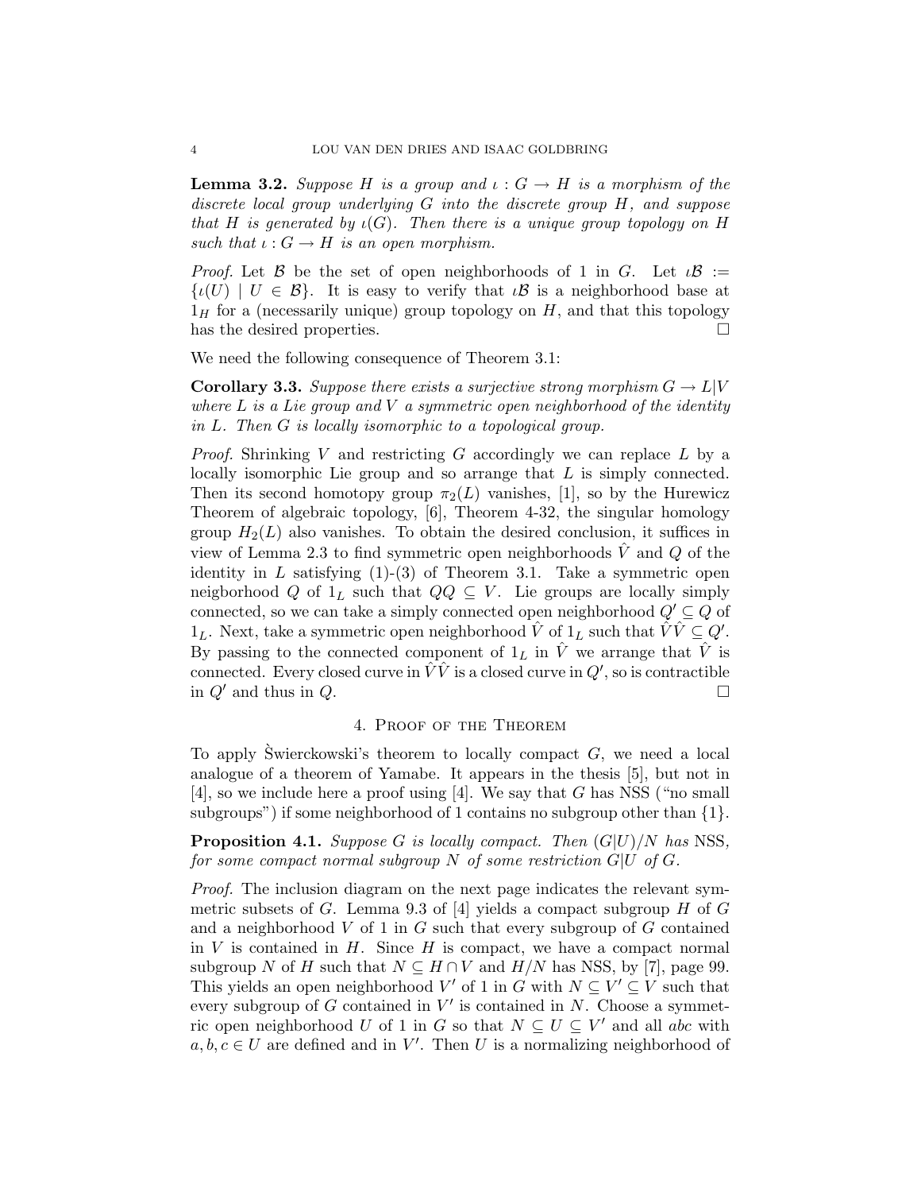**Lemma 3.2.** *Suppose $H$ is a group and $\iota : G \to H$ is a morphism of the discrete local group underlying $G$ into the discrete group $H$, and suppose that $H$ is generated by $\iota(G)$. Then there is a unique group topology on $H$ such that $\iota : G \to H$ is an open morphism.*

*Proof.* Let $\mathcal{B}$ be the set of open neighborhoods of 1 in $G$. Let $\iota\mathcal{B} := \{\iota(U) \mid U \in \mathcal{B}\}$. It is easy to verify that $\iota\mathcal{B}$ is a neighborhood base at $1_H$ for a (necessarily unique) group topology on $H$, and that this topology has the desired properties. □

We need the following consequence of Theorem 3.1:

**Corollary 3.3.** *Suppose there exists a surjective strong morphism $G \to L|V$ where $L$ is a Lie group and $V$ a symmetric open neighborhood of the identity in $L$. Then $G$ is locally isomorphic to a topological group.*

*Proof.* Shrinking $V$ and restricting $G$ accordingly we can replace $L$ by a locally isomorphic Lie group and so arrange that $L$ is simply connected. Then its second homotopy group $\pi_2(L)$ vanishes, [1], so by the Hurewicz Theorem of algebraic topology, [6], Theorem 4-32, the singular homology group $H_2(L)$ also vanishes. To obtain the desired conclusion, it suffices in view of Lemma 2.3 to find symmetric open neighborhoods $\hat{V}$ and $Q$ of the identity in $L$ satisfying (1)-(3) of Theorem 3.1. Take a symmetric open neigborhood $Q$ of $1_L$ such that $QQ \subseteq V$. Lie groups are locally simply connected, so we can take a simply connected open neighborhood $Q' \subseteq Q$ of $1_L$. Next, take a symmetric open neighborhood $\hat{V}$ of $1_L$ such that $\hat{V}\hat{V} \subseteq Q'$. By passing to the connected component of $1_L$ in $\hat{V}$ we arrange that $\hat{V}$ is connected. Every closed curve in $\hat{V}\hat{V}$ is a closed curve in $Q'$, so is contractible in $Q'$ and thus in $Q$. □

## 4. Proof of the Theorem

To apply Ŝwierckowski's theorem to locally compact $G$, we need a local analogue of a theorem of Yamabe. It appears in the thesis [5], but not in [4], so we include here a proof using [4]. We say that $G$ has NSS ("no small subgroups") if some neighborhood of 1 contains no subgroup other than $\{1\}$.

**Proposition 4.1.** *Suppose $G$ is locally compact. Then $(G|U)/N$ has* NSS*, for some compact normal subgroup $N$ of some restriction $G|U$ of $G$.*

*Proof.* The inclusion diagram on the next page indicates the relevant symmetric subsets of $G$. Lemma 9.3 of [4] yields a compact subgroup $H$ of $G$ and a neighborhood $V$ of 1 in $G$ such that every subgroup of $G$ contained in $V$ is contained in $H$. Since $H$ is compact, we have a compact normal subgroup $N$ of $H$ such that $N \subseteq H \cap V$ and $H/N$ has NSS, by [7], page 99. This yields an open neighborhood $V'$ of 1 in $G$ with $N \subseteq V' \subseteq V$ such that every subgroup of $G$ contained in $V'$ is contained in $N$. Choose a symmetric open neighborhood $U$ of 1 in $G$ so that $N \subseteq U \subseteq V'$ and all $abc$ with $a, b, c \in U$ are defined and in $V'$. Then $U$ is a normalizing neighborhood of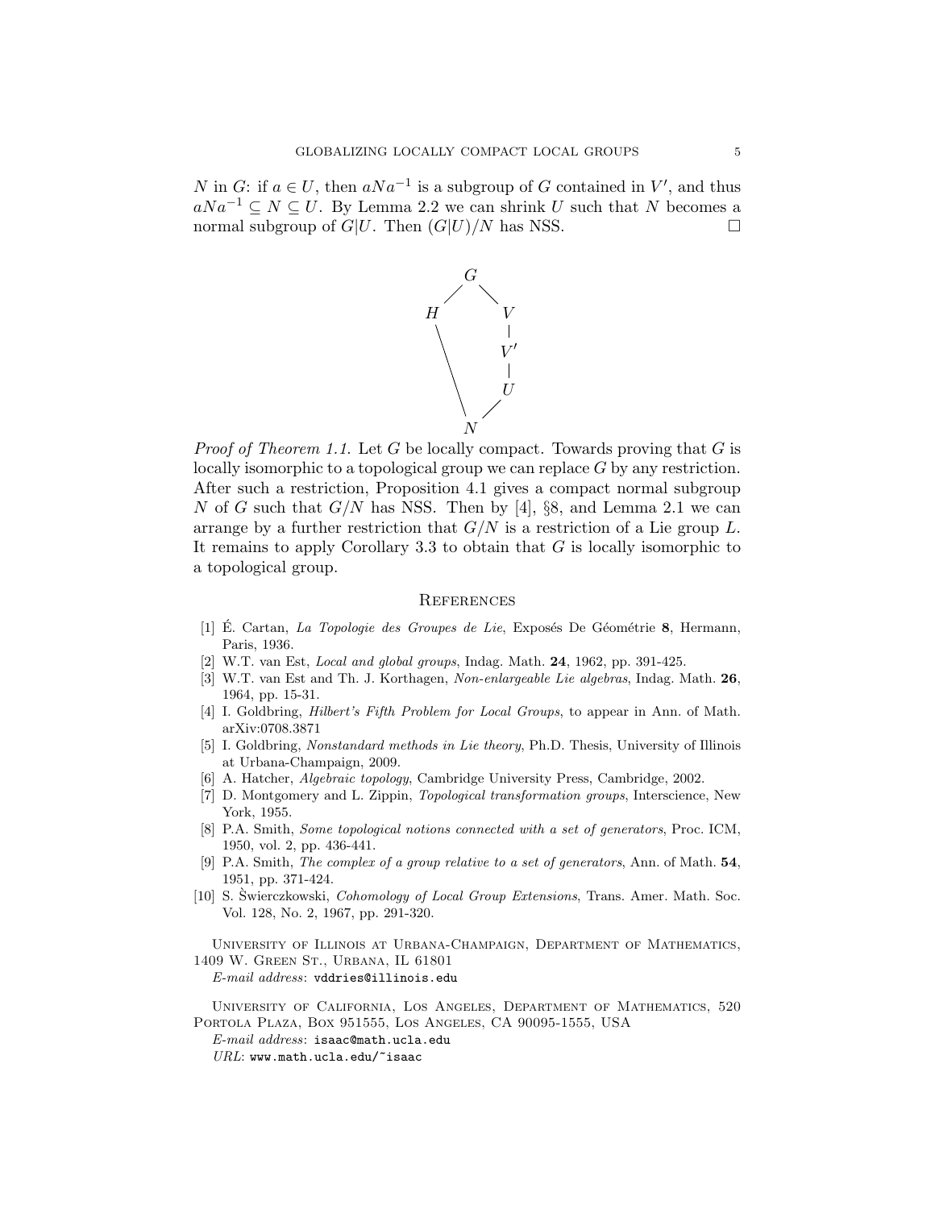$N$ in $G$: if $a \in U$, then $aNa^{-1}$ is a subgroup of $G$ contained in $V'$, and thus $aNa^{-1} \subseteq N \subseteq U$. By Lemma 2.2 we can shrink $U$ such that $N$ becomes a normal subgroup of $G|U$. Then $(G|U)/N$ has NSS. □

G

H V

V'

U

N

*Proof of Theorem 1.1.* Let $G$ be locally compact. Towards proving that $G$ is locally isomorphic to a topological group we can replace $G$ by any restriction. After such a restriction, Proposition 4.1 gives a compact normal subgroup $N$ of $G$ such that $G/N$ has NSS. Then by [4], §8, and Lemma 2.1 we can arrange by a further restriction that $G/N$ is a restriction of a Lie group $L$. It remains to apply Corollary 3.3 to obtain that $G$ is locally isomorphic to a topological group.

## References

[1] É. Cartan, *La Topologie des Groupes de Lie*, Exposés De Géométrie **8**, Hermann, Paris, 1936.

[2] W.T. van Est, *Local and global groups*, Indag. Math. **24**, 1962, pp. 391-425.

[3] W.T. van Est and Th. J. Korthagen, *Non-enlargeable Lie algebras*, Indag. Math. **26**, 1964, pp. 15-31.

[4] I. Goldbring, *Hilbert's Fifth Problem for Local Groups*, to appear in Ann. of Math. arXiv:0708.3871

[5] I. Goldbring, *Nonstandard methods in Lie theory*, Ph.D. Thesis, University of Illinois at Urbana-Champaign, 2009.

[6] A. Hatcher, *Algebraic topology*, Cambridge University Press, Cambridge, 2002.

[7] D. Montgomery and L. Zippin, *Topological transformation groups*, Interscience, New York, 1955.

[8] P.A. Smith, *Some topological notions connected with a set of generators*, Proc. ICM, 1950, vol. 2, pp. 436-441.

[9] P.A. Smith, *The complex of a group relative to a set of generators*, Ann. of Math. **54**, 1951, pp. 371-424.

[10] S. Ŝwierczkowski, *Cohomology of Local Group Extensions*, Trans. Amer. Math. Soc. Vol. 128, No. 2, 1967, pp. 291-320.

University of Illinois at Urbana-Champaign, Department of Mathematics, 1409 W. Green St., Urbana, IL 61801

*E-mail address*: vddries@illinois.edu

University of California, Los Angeles, Department of Mathematics, 520 Portola Plaza, Box 951555, Los Angeles, CA 90095-1555, USA

*E-mail address*: isaac@math.ucla.edu

*URL*: www.math.ucla.edu/~isaac